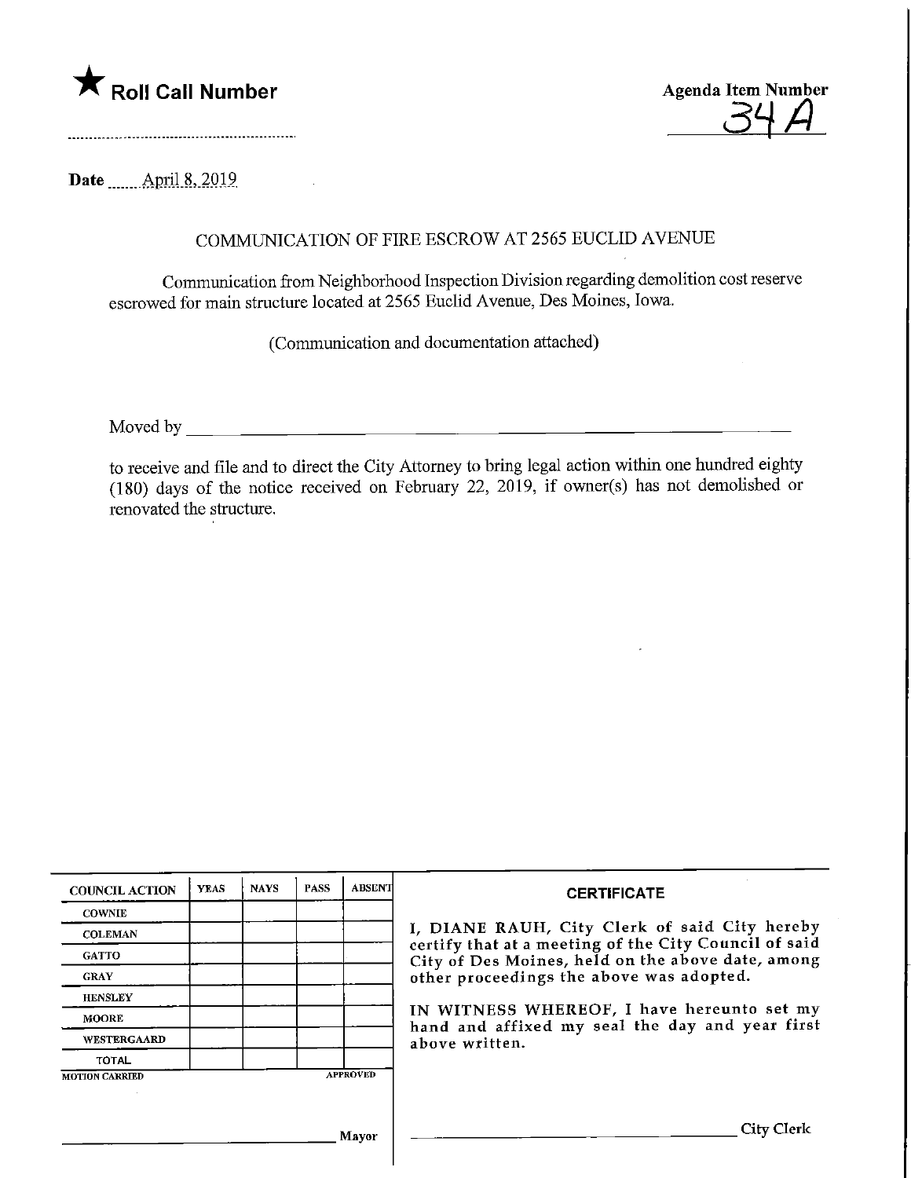★ **Roll Call Number**

**Agenda Item Number**
34A

**Date** April 8, 2019

COMMUNICATION OF FIRE ESCROW AT 2565 EUCLID AVENUE

Communication from Neighborhood Inspection Division regarding demolition cost reserve escrowed for main structure located at 2565 Euclid Avenue, Des Moines, Iowa.

(Communication and documentation attached)

Moved by ______________________________

to receive and file and to direct the City Attorney to bring legal action within one hundred eighty (180) days of the notice received on February 22, 2019, if owner(s) has not demolished or renovated the structure.

| COUNCIL ACTION | YEAS | NAYS | PASS | ABSENT |
|---|---|---|---|---|
| COWNIE | | | | |
| COLEMAN | | | | |
| GATTO | | | | |
| GRAY | | | | |
| HENSLEY | | | | |
| MOORE | | | | |
| WESTERGAARD | | | | |
| TOTAL | | | | |
| MOTION CARRIED | | | | APPROVED |

______________________________ Mayor

**CERTIFICATE**

I, DIANE RAUH, City Clerk of said City hereby certify that at a meeting of the City Council of said City of Des Moines, held on the above date, among other proceedings the above was adopted.

IN WITNESS WHEREOF, I have hereunto set my hand and affixed my seal the day and year first above written.

______________________________ City Clerk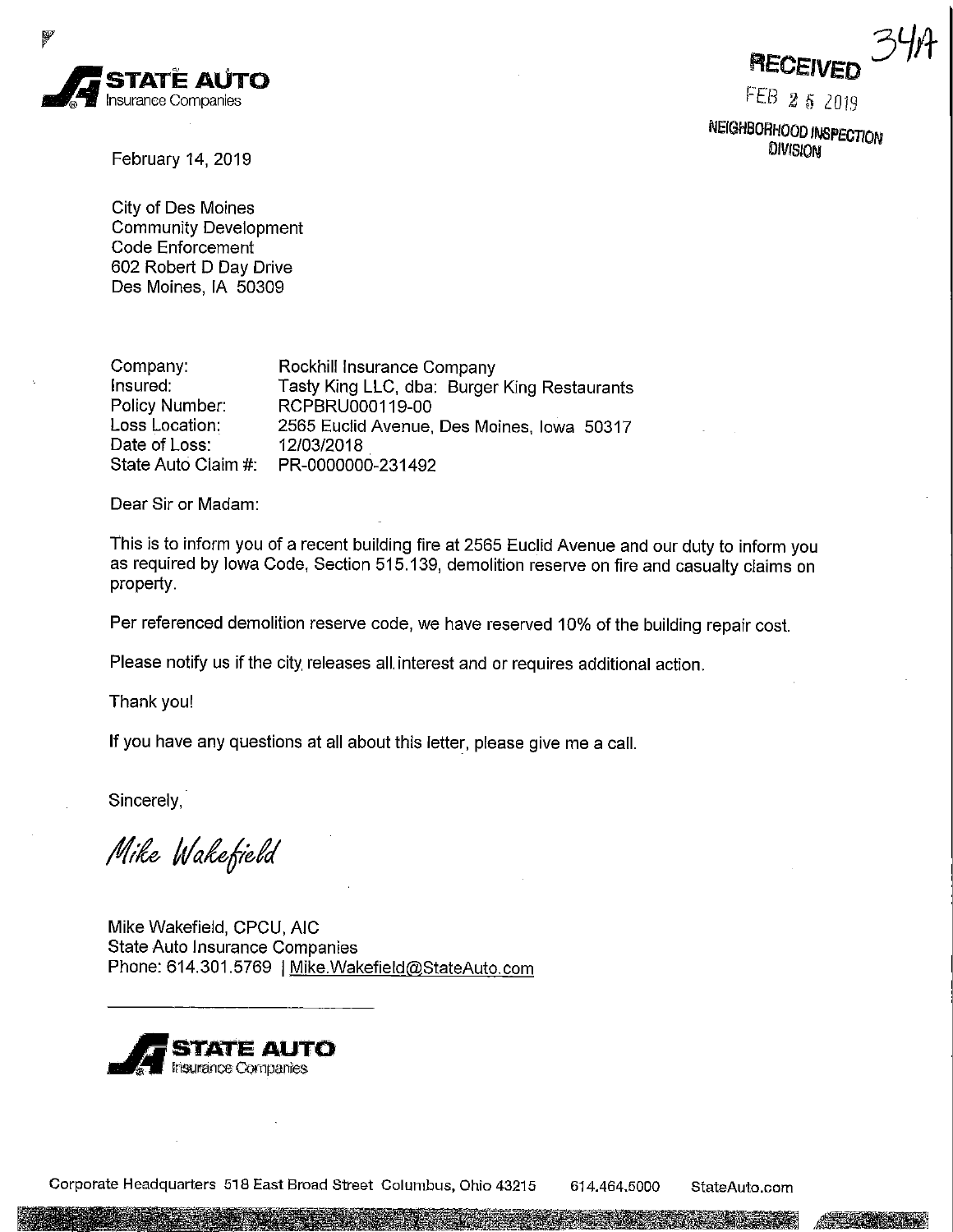STATE AUTO
Insurance Companies

RECEIVED 34A
FEB 25 2019
NEIGHBORHOOD INSPECTION DIVISION

February 14, 2019

City of Des Moines
Community Development
Code Enforcement
602 Robert D Day Drive
Des Moines, IA 50309

| | |
|---|---|
| Company: | Rockhill Insurance Company |
| Insured: | Tasty King LLC, dba: Burger King Restaurants |
| Policy Number: | RCPBRU000119-00 |
| Loss Location: | 2565 Euclid Avenue, Des Moines, Iowa 50317 |
| Date of Loss: | 12/03/2018 |
| State Auto Claim #: | PR-0000000-231492 |

Dear Sir or Madam:

This is to inform you of a recent building fire at 2565 Euclid Avenue and our duty to inform you as required by Iowa Code, Section 515.139, demolition reserve on fire and casualty claims on property.

Per referenced demolition reserve code, we have reserved 10% of the building repair cost.

Please notify us if the city releases all interest and or requires additional action.

Thank you!

If you have any questions at all about this letter, please give me a call.

Sincerely,

*Mike Wakefield*

Mike Wakefield, CPCU, AIC
State Auto Insurance Companies
Phone: 614.301.5769 | Mike.Wakefield@StateAuto.com

STATE AUTO
Insurance Companies

Corporate Headquarters 518 East Broad Street Columbus, Ohio 43215 614.464.5000 StateAuto.com